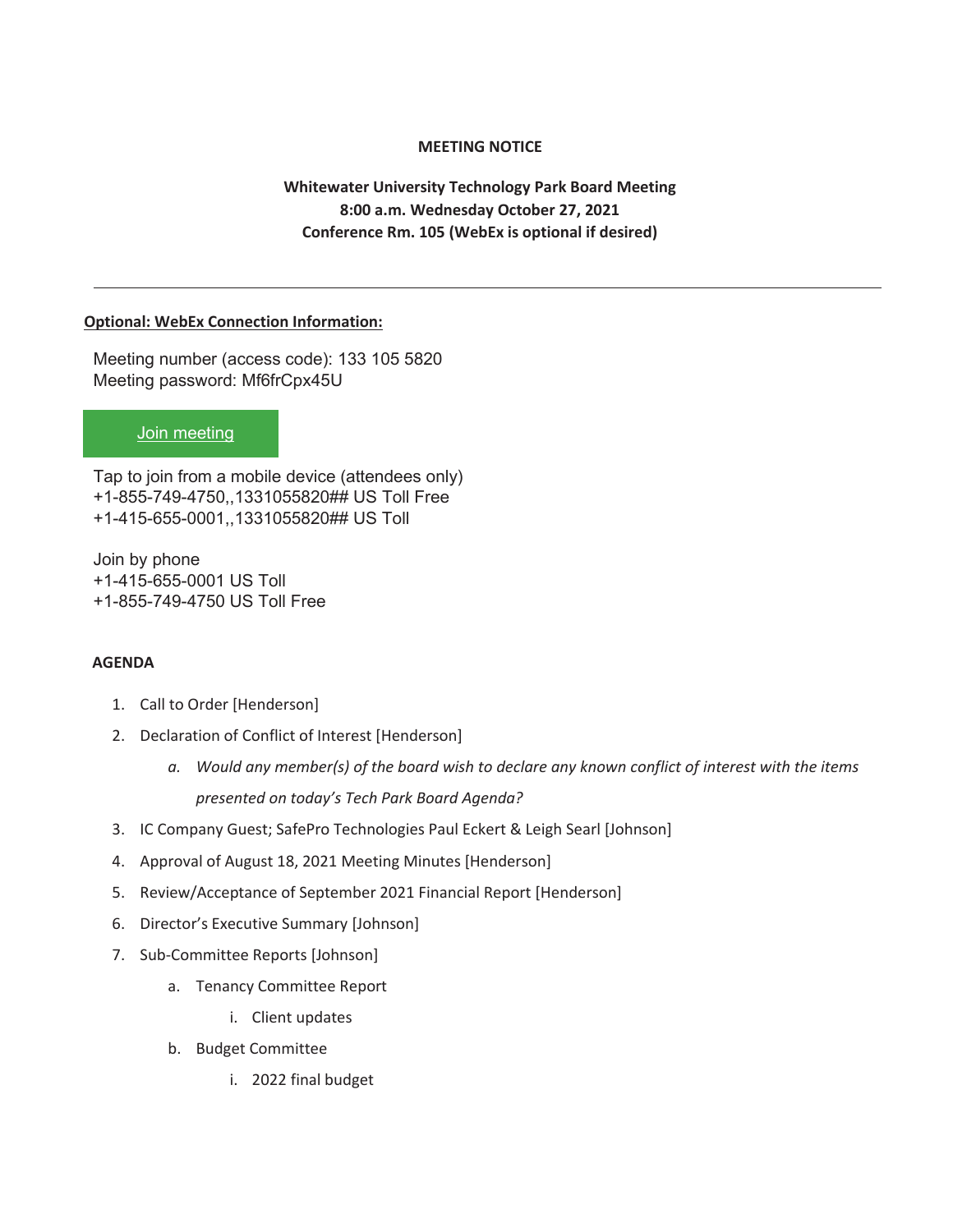**MEETING NOTICE**

**Whitewater University Technology Park Board Meeting**
**8:00 a.m. Wednesday October 27, 2021**
**Conference Rm. 105 (WebEx is optional if desired)**

---

**Optional: WebEx Connection Information:**

Meeting number (access code): 133 105 5820
Meeting password: Mf6frCpx45U

Join meeting

Tap to join from a mobile device (attendees only)
+1-855-749-4750,,1331055820## US Toll Free
+1-415-655-0001,,1331055820## US Toll

Join by phone
+1-415-655-0001 US Toll
+1-855-749-4750 US Toll Free

**AGENDA**

1. Call to Order [Henderson]
2. Declaration of Conflict of Interest [Henderson]
   a. *Would any member(s) of the board wish to declare any known conflict of interest with the items presented on today's Tech Park Board Agenda?*
3. IC Company Guest; SafePro Technologies Paul Eckert & Leigh Searl [Johnson]
4. Approval of August 18, 2021 Meeting Minutes [Henderson]
5. Review/Acceptance of September 2021 Financial Report [Henderson]
6. Director's Executive Summary [Johnson]
7. Sub-Committee Reports [Johnson]
   a. Tenancy Committee Report
      i. Client updates
   b. Budget Committee
      i. 2022 final budget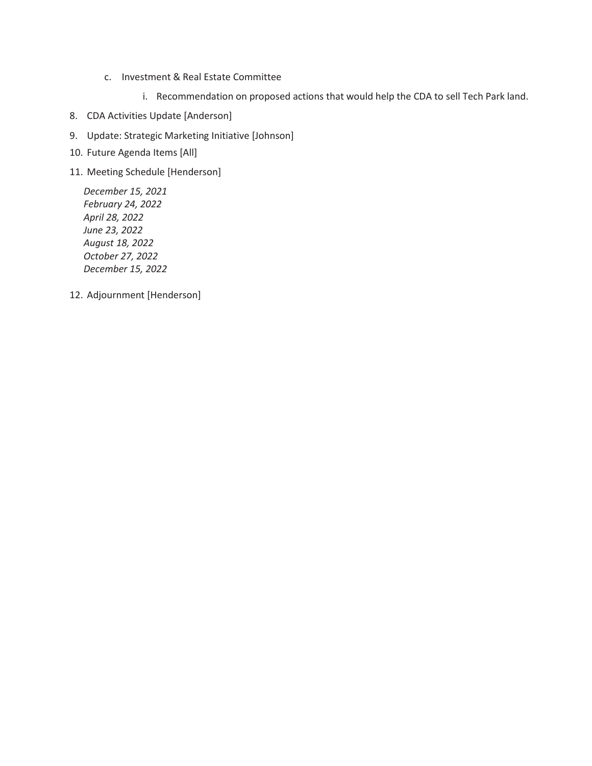c. Investment & Real Estate Committee
      i. Recommendation on proposed actions that would help the CDA to sell Tech Park land.

8. CDA Activities Update [Anderson]
9. Update: Strategic Marketing Initiative [Johnson]
10. Future Agenda Items [All]
11. Meeting Schedule [Henderson]

    *December 15, 2021*
    *February 24, 2022*
    *April 28, 2022*
    *June 23, 2022*
    *August 18, 2022*
    *October 27, 2022*
    *December 15, 2022*

12. Adjournment [Henderson]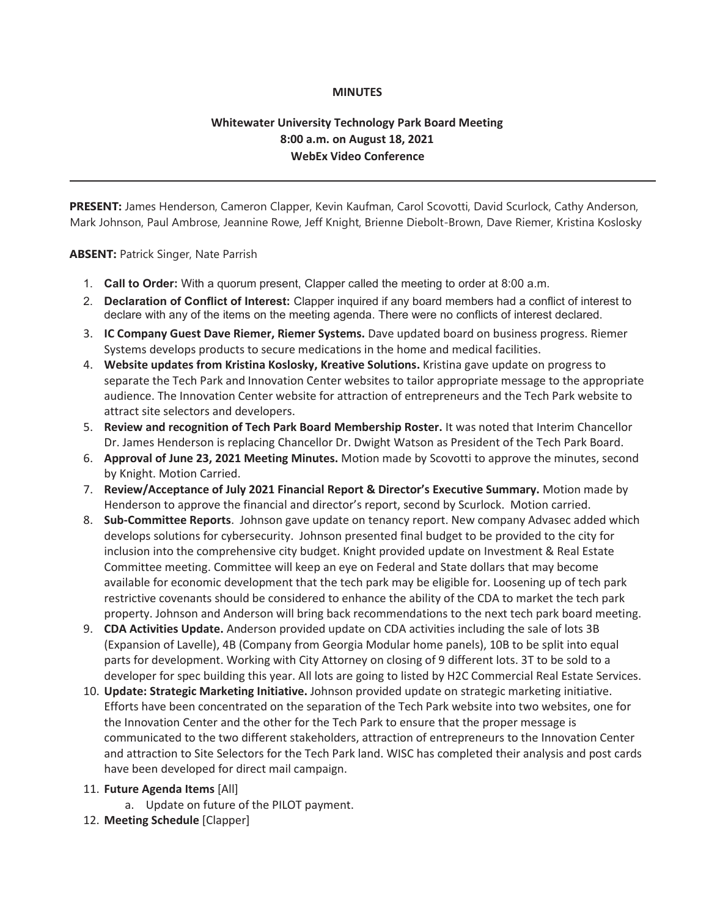**MINUTES**

**Whitewater University Technology Park Board Meeting**
**8:00 a.m. on August 18, 2021**
**WebEx Video Conference**

---

**PRESENT:** James Henderson, Cameron Clapper, Kevin Kaufman, Carol Scovotti, David Scurlock, Cathy Anderson, Mark Johnson, Paul Ambrose, Jeannine Rowe, Jeff Knight, Brienne Diebolt-Brown, Dave Riemer, Kristina Koslosky

**ABSENT:** Patrick Singer, Nate Parrish

1. **Call to Order:** With a quorum present, Clapper called the meeting to order at 8:00 a.m.
2. **Declaration of Conflict of Interest:** Clapper inquired if any board members had a conflict of interest to declare with any of the items on the meeting agenda. There were no conflicts of interest declared.
3. **IC Company Guest Dave Riemer, Riemer Systems.** Dave updated board on business progress. Riemer Systems develops products to secure medications in the home and medical facilities.
4. **Website updates from Kristina Koslosky, Kreative Solutions.** Kristina gave update on progress to separate the Tech Park and Innovation Center websites to tailor appropriate message to the appropriate audience. The Innovation Center website for attraction of entrepreneurs and the Tech Park website to attract site selectors and developers.
5. **Review and recognition of Tech Park Board Membership Roster.** It was noted that Interim Chancellor Dr. James Henderson is replacing Chancellor Dr. Dwight Watson as President of the Tech Park Board.
6. **Approval of June 23, 2021 Meeting Minutes.** Motion made by Scovotti to approve the minutes, second by Knight. Motion Carried.
7. **Review/Acceptance of July 2021 Financial Report & Director's Executive Summary.** Motion made by Henderson to approve the financial and director's report, second by Scurlock. Motion carried.
8. **Sub-Committee Reports**. Johnson gave update on tenancy report. New company Advasec added which develops solutions for cybersecurity. Johnson presented final budget to be provided to the city for inclusion into the comprehensive city budget. Knight provided update on Investment & Real Estate Committee meeting. Committee will keep an eye on Federal and State dollars that may become available for economic development that the tech park may be eligible for. Loosening up of tech park restrictive covenants should be considered to enhance the ability of the CDA to market the tech park property. Johnson and Anderson will bring back recommendations to the next tech park board meeting.
9. **CDA Activities Update.** Anderson provided update on CDA activities including the sale of lots 3B (Expansion of Lavelle), 4B (Company from Georgia Modular home panels), 10B to be split into equal parts for development. Working with City Attorney on closing of 9 different lots. 3T to be sold to a developer for spec building this year. All lots are going to listed by H2C Commercial Real Estate Services.
10. **Update: Strategic Marketing Initiative.** Johnson provided update on strategic marketing initiative. Efforts have been concentrated on the separation of the Tech Park website into two websites, one for the Innovation Center and the other for the Tech Park to ensure that the proper message is communicated to the two different stakeholders, attraction of entrepreneurs to the Innovation Center and attraction to Site Selectors for the Tech Park land. WISC has completed their analysis and post cards have been developed for direct mail campaign.
11. **Future Agenda Items** [All]
    a. Update on future of the PILOT payment.
12. **Meeting Schedule** [Clapper]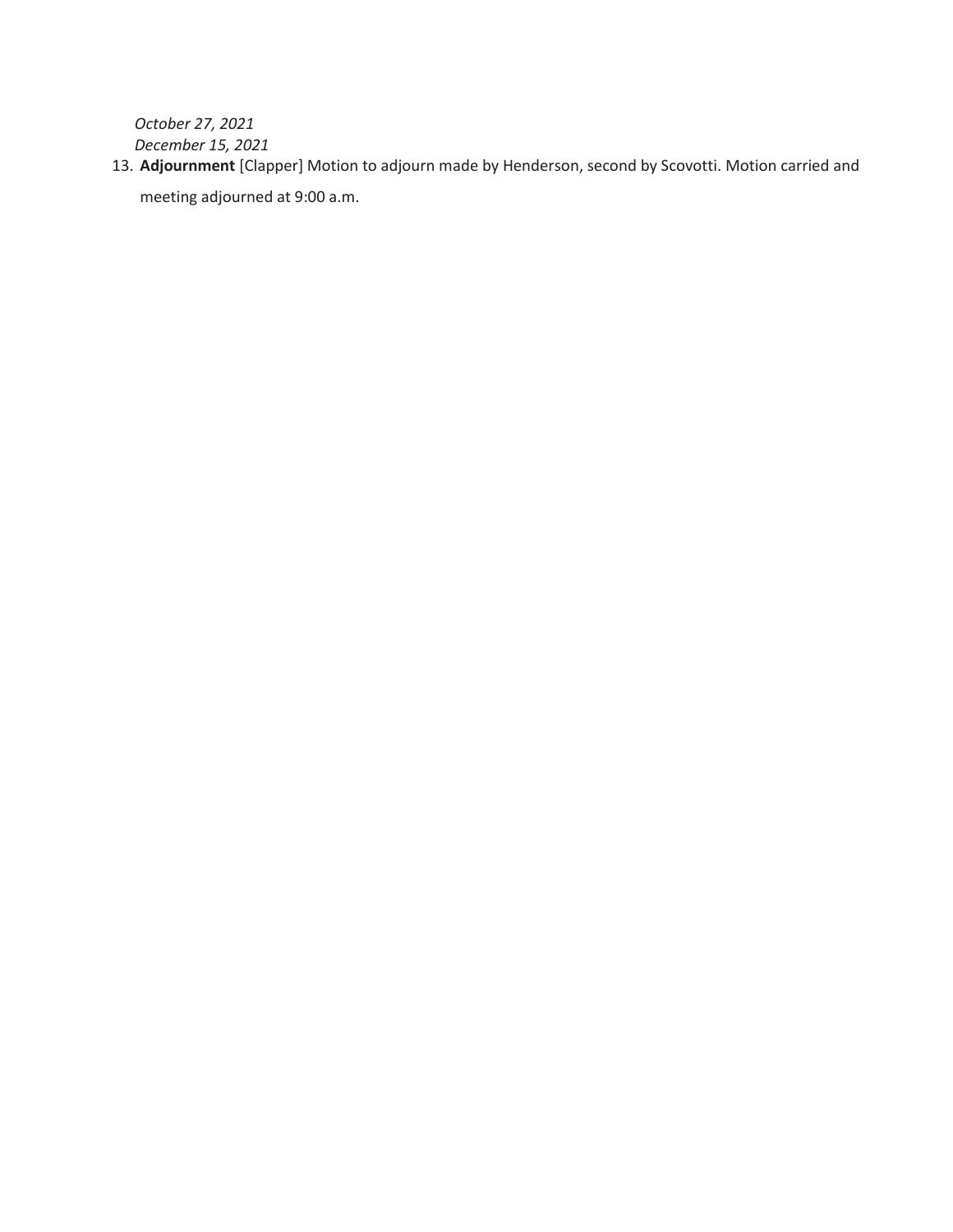*October 27, 2021*
*December 15, 2021*

13. **Adjournment** [Clapper] Motion to adjourn made by Henderson, second by Scovotti. Motion carried and meeting adjourned at 9:00 a.m.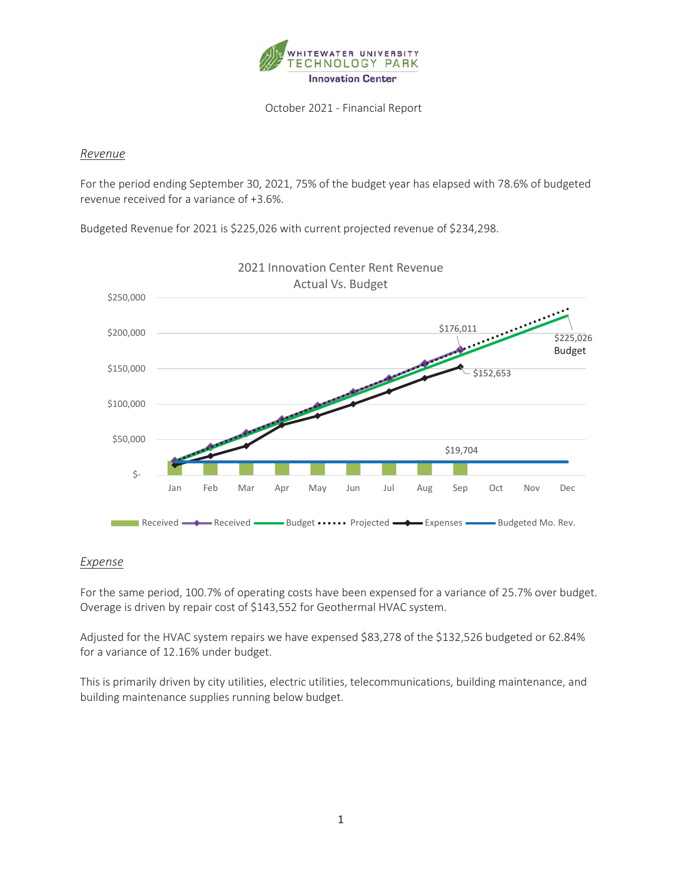WHITEWATER UNIVERSITY TECHNOLOGY PARK
Innovation Center

October 2021 - Financial Report

## *Revenue*

For the period ending September 30, 2021, 75% of the budget year has elapsed with 78.6% of budgeted revenue received for a variance of +3.6%.

Budgeted Revenue for 2021 is $225,026 with current projected revenue of $234,298.

2021 Innovation Center Rent Revenue
Actual Vs. Budget

$176,011
$225,026 Budget
$152,653
$19,704

Received, Received, Budget, Projected, Expenses, Budgeted Mo. Rev.

## *Expense*

For the same period, 100.7% of operating costs have been expensed for a variance of 25.7% over budget. Overage is driven by repair cost of $143,552 for Geothermal HVAC system.

Adjusted for the HVAC system repairs we have expensed $83,278 of the $132,526 budgeted or 62.84% for a variance of 12.16% under budget.

This is primarily driven by city utilities, electric utilities, telecommunications, building maintenance, and building maintenance supplies running below budget.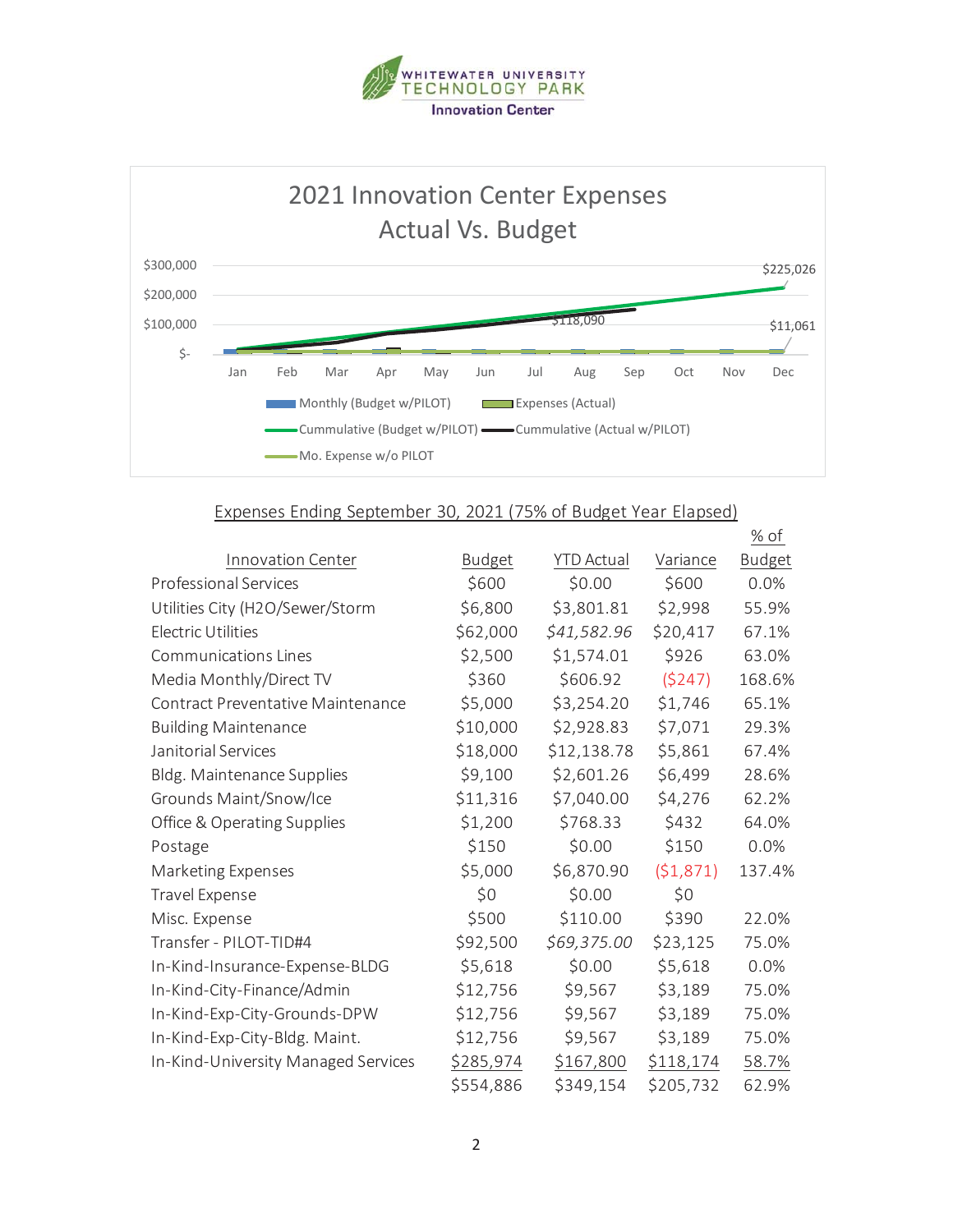WHITEWATER UNIVERSITY TECHNOLOGY PARK

Innovation Center

2021 Innovation Center Expenses
Actual Vs. Budget

$300,000
$200,000
$100,000
$-

Jan Feb Mar Apr May Jun Jul Aug Sep Oct Nov Dec

$225,026
$118,090
$11,061

Monthly (Budget w/PILOT) | Expenses (Actual) | Cummulative (Budget w/PILOT) | Cummulative (Actual w/PILOT) | Mo. Expense w/o PILOT

Expenses Ending September 30, 2021 (75% of Budget Year Elapsed)

| Innovation Center | Budget | YTD Actual | Variance | % of Budget |
|---|---|---|---|---|
| Professional Services | $600 | $0.00 | $600 | 0.0% |
| Utilities City (H2O/Sewer/Storm | $6,800 | $3,801.81 | $2,998 | 55.9% |
| Electric Utilities | $62,000 | *$41,582.96* | $20,417 | 67.1% |
| Communications Lines | $2,500 | $1,574.01 | $926 | 63.0% |
| Media Monthly/Direct TV | $360 | $606.92 | ($247) | 168.6% |
| Contract Preventative Maintenance | $5,000 | $3,254.20 | $1,746 | 65.1% |
| Building Maintenance | $10,000 | $2,928.83 | $7,071 | 29.3% |
| Janitorial Services | $18,000 | $12,138.78 | $5,861 | 67.4% |
| Bldg. Maintenance Supplies | $9,100 | $2,601.26 | $6,499 | 28.6% |
| Grounds Maint/Snow/Ice | $11,316 | $7,040.00 | $4,276 | 62.2% |
| Office & Operating Supplies | $1,200 | $768.33 | $432 | 64.0% |
| Postage | $150 | $0.00 | $150 | 0.0% |
| Marketing Expenses | $5,000 | $6,870.90 | ($1,871) | 137.4% |
| Travel Expense | $0 | $0.00 | $0 | |
| Misc. Expense | $500 | $110.00 | $390 | 22.0% |
| Transfer - PILOT-TID#4 | $92,500 | *$69,375.00* | $23,125 | 75.0% |
| In-Kind-Insurance-Expense-BLDG | $5,618 | $0.00 | $5,618 | 0.0% |
| In-Kind-City-Finance/Admin | $12,756 | $9,567 | $3,189 | 75.0% |
| In-Kind-Exp-City-Grounds-DPW | $12,756 | $9,567 | $3,189 | 75.0% |
| In-Kind-Exp-City-Bldg. Maint. | $12,756 | $9,567 | $3,189 | 75.0% |
| In-Kind-University Managed Services | $285,974 | $167,800 | $118,174 | 58.7% |
| | $554,886 | $349,154 | $205,732 | 62.9% |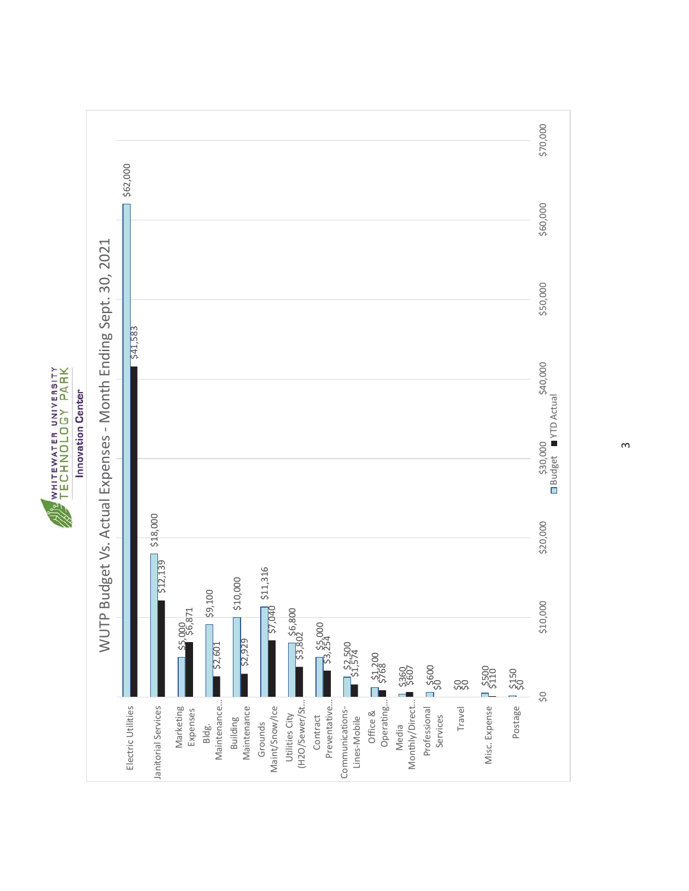WHITEWATER UNIVERSITY TECHNOLOGY PARK

**Innovation Center**

## WUTP Budget Vs. Actual Expenses - Month Ending Sept. 30, 2021

| Category | Budget | YTD Actual |
|---|---|---|
| Electric Utilities | $62,000 | $41,583 |
| Janitorial Services | $18,000 | $12,139 |
| Marketing Expenses | $5,000 | $6,871 |
| Bldg. Maintenance... | $9,100 | $2,601 |
| Building Maintenance | $10,000 | $2,929 |
| Grounds Maint/Snow/Ice | $11,316 | $7,040 |
| Utilities City (H2O/Sewer/St... | $6,800 | $3,802 |
| Contract Preventative... | $5,000 | $3,254 |
| Communications-Lines-Mobile | $2,500 | $1,574 |
| Office & Operating... | $1,200 | $768 |
| Media Monthly/Direct... | $360 | $607 |
| Professional Services | $600 | $0 |
| Travel | $0 | $0 |
| Misc. Expense | $500 | $110 |
| Postage | $150 | $0 |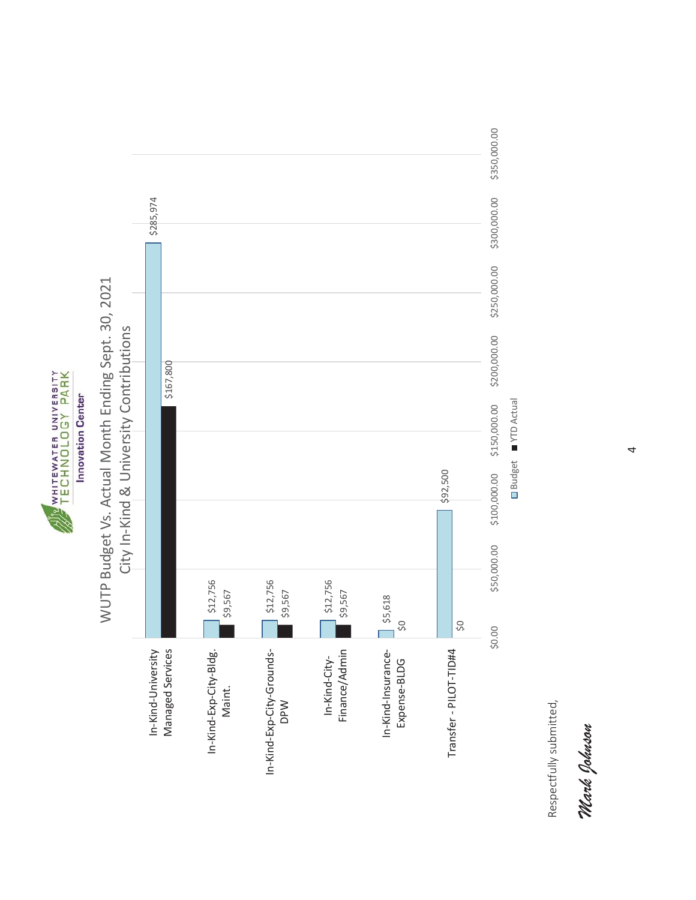WHITEWATER UNIVERSITY TECHNOLOGY PARK

**Innovation Center**

## WUTP Budget Vs. Actual Month Ending Sept. 30, 2021

### City In-Kind & University Contributions

| Category | Budget | YTD Actual |
|---|---|---|
| In-Kind-University Managed Services | $285,974 | $167,800 |
| In-Kind-Exp-City-Bldg. Maint. | $12,756 | $9,567 |
| In-Kind-Exp-City-Grounds-DPW | $12,756 | $9,567 |
| In-Kind-City-Finance/Admin | $12,756 | $9,567 |
| In-Kind-Insurance-Expense-BLDG | $5,618 | $0 |
| Transfer - PILOT-TID#4 | $92,500 | $0 |

Respectfully submitted,

*Mark Johnson*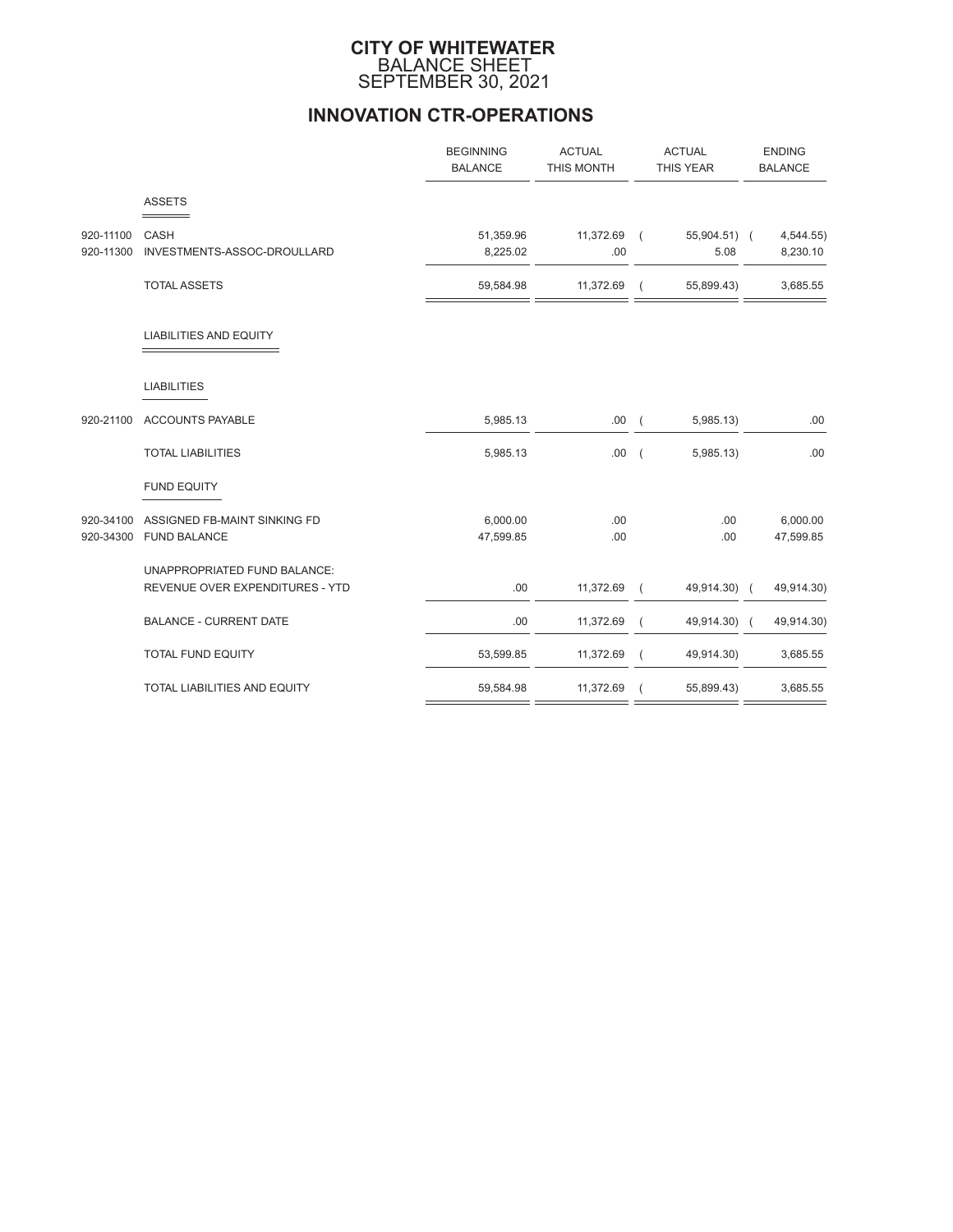# CITY OF WHITEWATER
## BALANCE SHEET
## SEPTEMBER 30, 2021

## INNOVATION CTR-OPERATIONS

| | | BEGINNING BALANCE | ACTUAL THIS MONTH | ACTUAL THIS YEAR | ENDING BALANCE |
|---|---|---|---|---|---|
| | **ASSETS** | | | | |
| 920-11100 | CASH | 51,359.96 | 11,372.69 | ( 55,904.51) | ( 4,544.55) |
| 920-11300 | INVESTMENTS-ASSOC-DROULLARD | 8,225.02 | .00 | 5.08 | 8,230.10 |
| | TOTAL ASSETS | 59,584.98 | 11,372.69 | ( 55,899.43) | 3,685.55 |
| | **LIABILITIES AND EQUITY** | | | | |
| | **LIABILITIES** | | | | |
| 920-21100 | ACCOUNTS PAYABLE | 5,985.13 | .00 | ( 5,985.13) | .00 |
| | TOTAL LIABILITIES | 5,985.13 | .00 | ( 5,985.13) | .00 |
| | **FUND EQUITY** | | | | |
| 920-34100 | ASSIGNED FB-MAINT SINKING FD | 6,000.00 | .00 | .00 | 6,000.00 |
| 920-34300 | FUND BALANCE | 47,599.85 | .00 | .00 | 47,599.85 |
| | UNAPPROPRIATED FUND BALANCE: | | | | |
| | REVENUE OVER EXPENDITURES - YTD | .00 | 11,372.69 | ( 49,914.30) | ( 49,914.30) |
| | BALANCE - CURRENT DATE | .00 | 11,372.69 | ( 49,914.30) | ( 49,914.30) |
| | TOTAL FUND EQUITY | 53,599.85 | 11,372.69 | ( 49,914.30) | 3,685.55 |
| | TOTAL LIABILITIES AND EQUITY | 59,584.98 | 11,372.69 | ( 55,899.43) | 3,685.55 |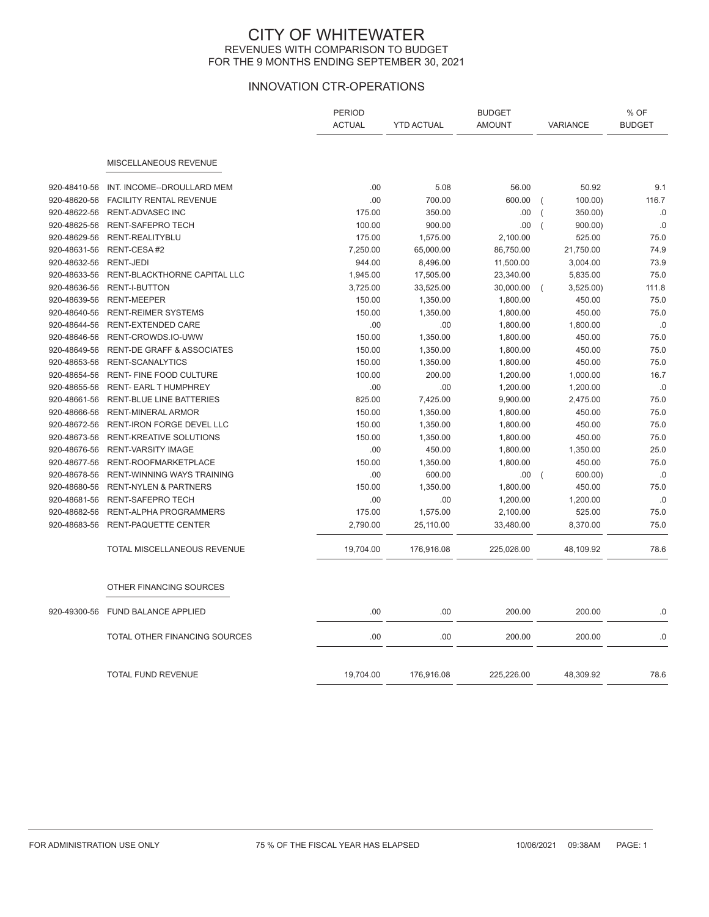# CITY OF WHITEWATER

## REVENUES WITH COMPARISON TO BUDGET

## FOR THE 9 MONTHS ENDING SEPTEMBER 30, 2021

### INNOVATION CTR-OPERATIONS

| | | PERIOD ACTUAL | YTD ACTUAL | BUDGET AMOUNT | VARIANCE | % OF BUDGET |
|---|---|---|---|---|---|---|
| | **MISCELLANEOUS REVENUE** | | | | | |
| 920-48410-56 | INT. INCOME--DROULLARD MEM | .00 | 5.08 | 56.00 | 50.92 | 9.1 |
| 920-48620-56 | FACILITY RENTAL REVENUE | .00 | 700.00 | 600.00 | ( 100.00) | 116.7 |
| 920-48622-56 | RENT-ADVASEC INC | 175.00 | 350.00 | .00 | ( 350.00) | .0 |
| 920-48625-56 | RENT-SAFEPRO TECH | 100.00 | 900.00 | .00 | ( 900.00) | .0 |
| 920-48629-56 | RENT-REALITYBLU | 175.00 | 1,575.00 | 2,100.00 | 525.00 | 75.0 |
| 920-48631-56 | RENT-CESA #2 | 7,250.00 | 65,000.00 | 86,750.00 | 21,750.00 | 74.9 |
| 920-48632-56 | RENT-JEDI | 944.00 | 8,496.00 | 11,500.00 | 3,004.00 | 73.9 |
| 920-48633-56 | RENT-BLACKTHORNE CAPITAL LLC | 1,945.00 | 17,505.00 | 23,340.00 | 5,835.00 | 75.0 |
| 920-48636-56 | RENT-I-BUTTON | 3,725.00 | 33,525.00 | 30,000.00 | ( 3,525.00) | 111.8 |
| 920-48639-56 | RENT-MEEPER | 150.00 | 1,350.00 | 1,800.00 | 450.00 | 75.0 |
| 920-48640-56 | RENT-REIMER SYSTEMS | 150.00 | 1,350.00 | 1,800.00 | 450.00 | 75.0 |
| 920-48644-56 | RENT-EXTENDED CARE | .00 | .00 | 1,800.00 | 1,800.00 | .0 |
| 920-48646-56 | RENT-CROWDS.IO-UWW | 150.00 | 1,350.00 | 1,800.00 | 450.00 | 75.0 |
| 920-48649-56 | RENT-DE GRAFF & ASSOCIATES | 150.00 | 1,350.00 | 1,800.00 | 450.00 | 75.0 |
| 920-48653-56 | RENT-SCANALYTICS | 150.00 | 1,350.00 | 1,800.00 | 450.00 | 75.0 |
| 920-48654-56 | RENT- FINE FOOD CULTURE | 100.00 | 200.00 | 1,200.00 | 1,000.00 | 16.7 |
| 920-48655-56 | RENT- EARL T HUMPHREY | .00 | .00 | 1,200.00 | 1,200.00 | .0 |
| 920-48661-56 | RENT-BLUE LINE BATTERIES | 825.00 | 7,425.00 | 9,900.00 | 2,475.00 | 75.0 |
| 920-48666-56 | RENT-MINERAL ARMOR | 150.00 | 1,350.00 | 1,800.00 | 450.00 | 75.0 |
| 920-48672-56 | RENT-IRON FORGE DEVEL LLC | 150.00 | 1,350.00 | 1,800.00 | 450.00 | 75.0 |
| 920-48673-56 | RENT-KREATIVE SOLUTIONS | 150.00 | 1,350.00 | 1,800.00 | 450.00 | 75.0 |
| 920-48676-56 | RENT-VARSITY IMAGE | .00 | 450.00 | 1,800.00 | 1,350.00 | 25.0 |
| 920-48677-56 | RENT-ROOFMARKETPLACE | 150.00 | 1,350.00 | 1,800.00 | 450.00 | 75.0 |
| 920-48678-56 | RENT-WINNING WAYS TRAINING | .00 | 600.00 | .00 | ( 600.00) | .0 |
| 920-48680-56 | RENT-NYLEN & PARTNERS | 150.00 | 1,350.00 | 1,800.00 | 450.00 | 75.0 |
| 920-48681-56 | RENT-SAFEPRO TECH | .00 | .00 | 1,200.00 | 1,200.00 | .0 |
| 920-48682-56 | RENT-ALPHA PROGRAMMERS | 175.00 | 1,575.00 | 2,100.00 | 525.00 | 75.0 |
| 920-48683-56 | RENT-PAQUETTE CENTER | 2,790.00 | 25,110.00 | 33,480.00 | 8,370.00 | 75.0 |
| | TOTAL MISCELLANEOUS REVENUE | 19,704.00 | 176,916.08 | 225,026.00 | 48,109.92 | 78.6 |
| | **OTHER FINANCING SOURCES** | | | | | |
| 920-49300-56 | FUND BALANCE APPLIED | .00 | .00 | 200.00 | 200.00 | .0 |
| | TOTAL OTHER FINANCING SOURCES | .00 | .00 | 200.00 | 200.00 | .0 |
| | TOTAL FUND REVENUE | 19,704.00 | 176,916.08 | 225,226.00 | 48,309.92 | 78.6 |

FOR ADMINISTRATION USE ONLY — 75 % OF THE FISCAL YEAR HAS ELAPSED — 10/06/2021 09:38AM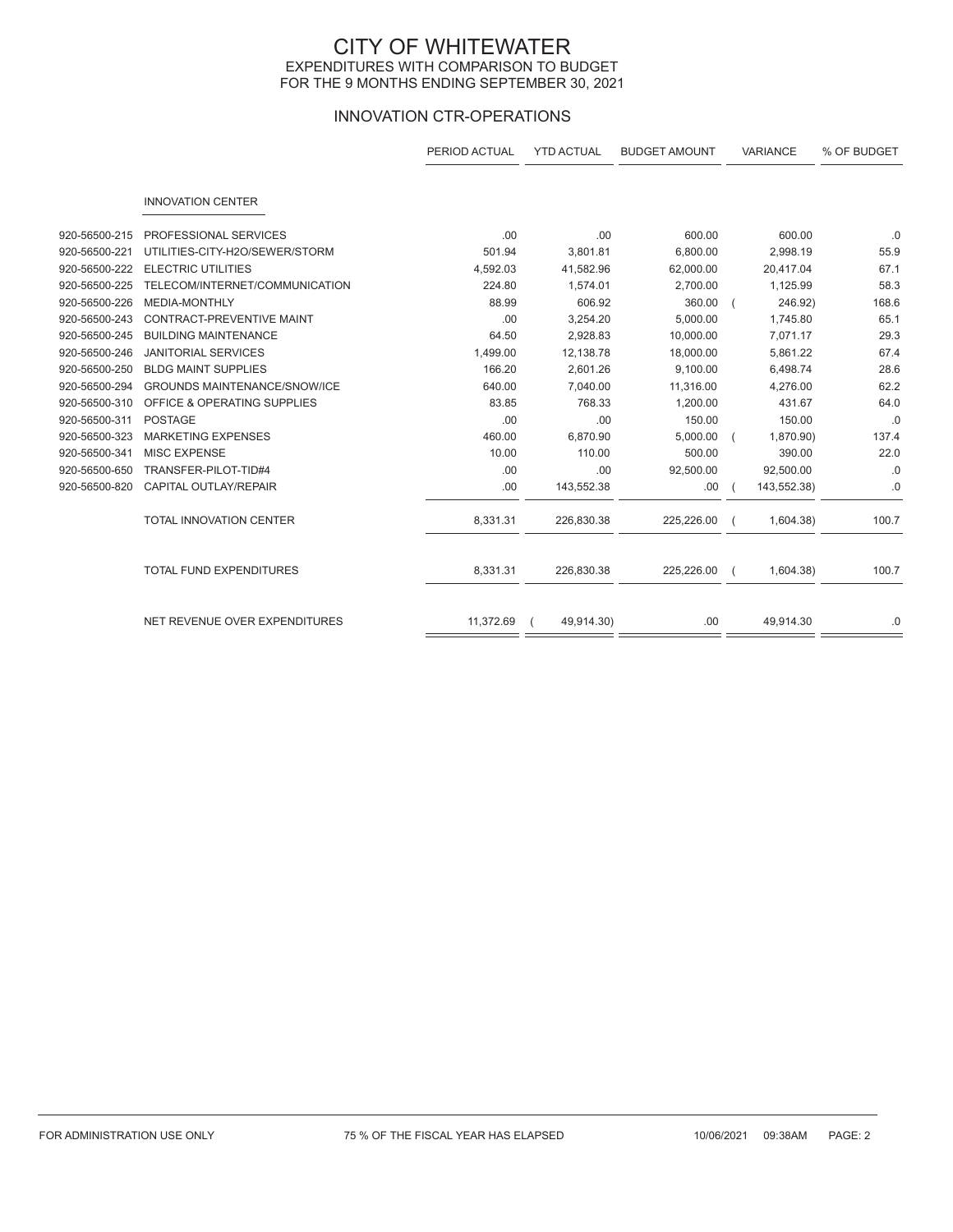# CITY OF WHITEWATER

## EXPENDITURES WITH COMPARISON TO BUDGET
## FOR THE 9 MONTHS ENDING SEPTEMBER 30, 2021

### INNOVATION CTR-OPERATIONS

| | | PERIOD ACTUAL | YTD ACTUAL | BUDGET AMOUNT | VARIANCE | % OF BUDGET |
|---|---|---|---|---|---|---|
| | INNOVATION CENTER | | | | | |
| 920-56500-215 | PROFESSIONAL SERVICES | .00 | .00 | 600.00 | 600.00 | .0 |
| 920-56500-221 | UTILITIES-CITY-H2O/SEWER/STORM | 501.94 | 3,801.81 | 6,800.00 | 2,998.19 | 55.9 |
| 920-56500-222 | ELECTRIC UTILITIES | 4,592.03 | 41,582.96 | 62,000.00 | 20,417.04 | 67.1 |
| 920-56500-225 | TELECOM/INTERNET/COMMUNICATION | 224.80 | 1,574.01 | 2,700.00 | 1,125.99 | 58.3 |
| 920-56500-226 | MEDIA-MONTHLY | 88.99 | 606.92 | 360.00 | ( 246.92) | 168.6 |
| 920-56500-243 | CONTRACT-PREVENTIVE MAINT | .00 | 3,254.20 | 5,000.00 | 1,745.80 | 65.1 |
| 920-56500-245 | BUILDING MAINTENANCE | 64.50 | 2,928.83 | 10,000.00 | 7,071.17 | 29.3 |
| 920-56500-246 | JANITORIAL SERVICES | 1,499.00 | 12,138.78 | 18,000.00 | 5,861.22 | 67.4 |
| 920-56500-250 | BLDG MAINT SUPPLIES | 166.20 | 2,601.26 | 9,100.00 | 6,498.74 | 28.6 |
| 920-56500-294 | GROUNDS MAINTENANCE/SNOW/ICE | 640.00 | 7,040.00 | 11,316.00 | 4,276.00 | 62.2 |
| 920-56500-310 | OFFICE & OPERATING SUPPLIES | 83.85 | 768.33 | 1,200.00 | 431.67 | 64.0 |
| 920-56500-311 | POSTAGE | .00 | .00 | 150.00 | 150.00 | .0 |
| 920-56500-323 | MARKETING EXPENSES | 460.00 | 6,870.90 | 5,000.00 | ( 1,870.90) | 137.4 |
| 920-56500-341 | MISC EXPENSE | 10.00 | 110.00 | 500.00 | 390.00 | 22.0 |
| 920-56500-650 | TRANSFER-PILOT-TID#4 | .00 | .00 | 92,500.00 | 92,500.00 | .0 |
| 920-56500-820 | CAPITAL OUTLAY/REPAIR | .00 | 143,552.38 | .00 | ( 143,552.38) | .0 |
| | TOTAL INNOVATION CENTER | 8,331.31 | 226,830.38 | 225,226.00 | ( 1,604.38) | 100.7 |
| | TOTAL FUND EXPENDITURES | 8,331.31 | 226,830.38 | 225,226.00 | ( 1,604.38) | 100.7 |
| | NET REVENUE OVER EXPENDITURES | 11,372.69 | ( 49,914.30) | .00 | 49,914.30 | .0 |

FOR ADMINISTRATION USE ONLY — 75 % OF THE FISCAL YEAR HAS ELAPSED — 10/06/2021 09:38AM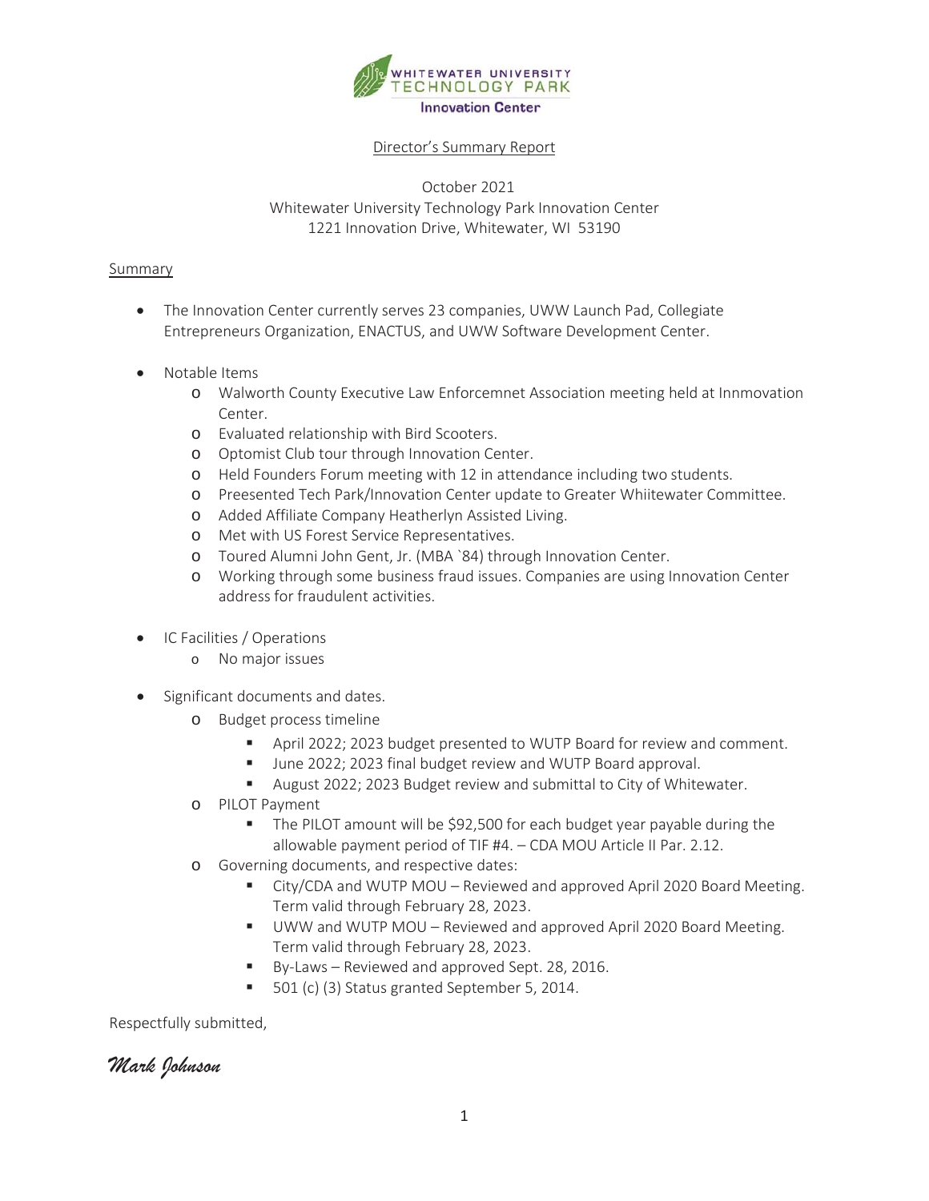WHITEWATER UNIVERSITY TECHNOLOGY PARK
Innovation Center

## Director's Summary Report

October 2021
Whitewater University Technology Park Innovation Center
1221 Innovation Drive, Whitewater, WI 53190

### Summary

- The Innovation Center currently serves 23 companies, UWW Launch Pad, Collegiate Entrepreneurs Organization, ENACTUS, and UWW Software Development Center.

- Notable Items
  - Walworth County Executive Law Enforcemnet Association meeting held at Innmovation Center.
  - Evaluated relationship with Bird Scooters.
  - Optomist Club tour through Innovation Center.
  - Held Founders Forum meeting with 12 in attendance including two students.
  - Preesented Tech Park/Innovation Center update to Greater Whiitewater Committee.
  - Added Affiliate Company Heatherlyn Assisted Living.
  - Met with US Forest Service Representatives.
  - Toured Alumni John Gent, Jr. (MBA `84) through Innovation Center.
  - Working through some business fraud issues. Companies are using Innovation Center address for fraudulent activities.

- IC Facilities / Operations
  - No major issues

- Significant documents and dates.
  - Budget process timeline
    - April 2022; 2023 budget presented to WUTP Board for review and comment.
    - June 2022; 2023 final budget review and WUTP Board approval.
    - August 2022; 2023 Budget review and submittal to City of Whitewater.
  - PILOT Payment
    - The PILOT amount will be $92,500 for each budget year payable during the allowable payment period of TIF #4. – CDA MOU Article II Par. 2.12.
  - Governing documents, and respective dates:
    - City/CDA and WUTP MOU – Reviewed and approved April 2020 Board Meeting. Term valid through February 28, 2023.
    - UWW and WUTP MOU – Reviewed and approved April 2020 Board Meeting. Term valid through February 28, 2023.
    - By-Laws – Reviewed and approved Sept. 28, 2016.
    - 501 (c) (3) Status granted September 5, 2014.

Respectfully submitted,

*Mark Johnson*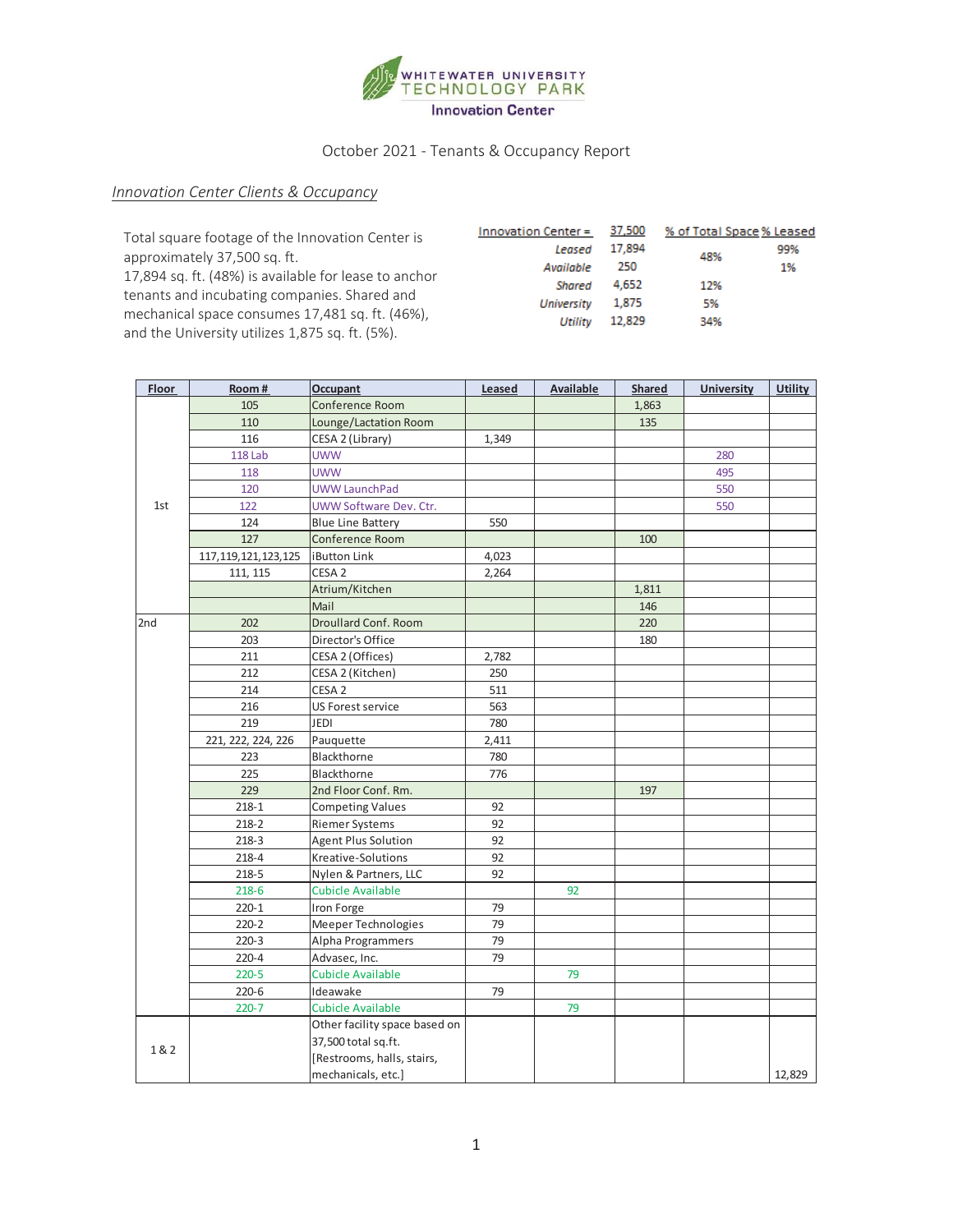WHITEWATER UNIVERSITY TECHNOLOGY PARK
Innovation Center

October 2021 - Tenants & Occupancy Report

*Innovation Center Clients & Occupancy*

Total square footage of the Innovation Center is approximately 37,500 sq. ft. 17,894 sq. ft. (48%) is available for lease to anchor tenants and incubating companies. Shared and mechanical space consumes 17,481 sq. ft. (46%), and the University utilizes 1,875 sq. ft. (5%).

| Innovation Center = | 37,500 | % of Total Space | % Leased |
|---|---|---|---|
| *Leased* | 17,894 | 48% | 99% |
| *Available* | 250 | | 1% |
| *Shared* | 4,652 | 12% | |
| *University* | 1,875 | 5% | |
| *Utility* | 12,829 | 34% | |

| Floor | Room # | Occupant | Leased | Available | Shared | University | Utility |
|---|---|---|---|---|---|---|---|
| 1st | 105 | Conference Room | | | 1,863 | | |
| | 110 | Lounge/Lactation Room | | | 135 | | |
| | 116 | CESA 2 (Library) | 1,349 | | | | |
| | 118 Lab | UWW | | | | 280 | |
| | 118 | UWW | | | | 495 | |
| | 120 | UWW LaunchPad | | | | 550 | |
| | 122 | UWW Software Dev. Ctr. | | | | 550 | |
| | 124 | Blue Line Battery | 550 | | | | |
| | 127 | Conference Room | | | 100 | | |
| | 117,119,121,123,125 | iButton Link | 4,023 | | | | |
| | 111, 115 | CESA 2 | 2,264 | | | | |
| | | Atrium/Kitchen | | | 1,811 | | |
| | | Mail | | | 146 | | |
| 2nd | 202 | Droullard Conf. Room | | | 220 | | |
| | 203 | Director's Office | | | 180 | | |
| | 211 | CESA 2 (Offices) | 2,782 | | | | |
| | 212 | CESA 2 (Kitchen) | 250 | | | | |
| | 214 | CESA 2 | 511 | | | | |
| | 216 | US Forest service | 563 | | | | |
| | 219 | JEDI | 780 | | | | |
| | 221, 222, 224, 226 | Pauquette | 2,411 | | | | |
| | 223 | Blackthorne | 780 | | | | |
| | 225 | Blackthorne | 776 | | | | |
| | 229 | 2nd Floor Conf. Rm. | | | 197 | | |
| | 218-1 | Competing Values | 92 | | | | |
| | 218-2 | Riemer Systems | 92 | | | | |
| | 218-3 | Agent Plus Solution | 92 | | | | |
| | 218-4 | Kreative-Solutions | 92 | | | | |
| | 218-5 | Nylen & Partners, LLC | 92 | | | | |
| | 218-6 | Cubicle Available | | 92 | | | |
| | 220-1 | Iron Forge | 79 | | | | |
| | 220-2 | Meeper Technologies | 79 | | | | |
| | 220-3 | Alpha Programmers | 79 | | | | |
| | 220-4 | Advasec, Inc. | 79 | | | | |
| | 220-5 | Cubicle Available | | 79 | | | |
| | 220-6 | Ideawake | 79 | | | | |
| | 220-7 | Cubicle Available | | 79 | | | |
| 1 & 2 | | Other facility space based on 37,500 total sq.ft. [Restrooms, halls, stairs, mechanicals, etc.] | | | | | 12,829 |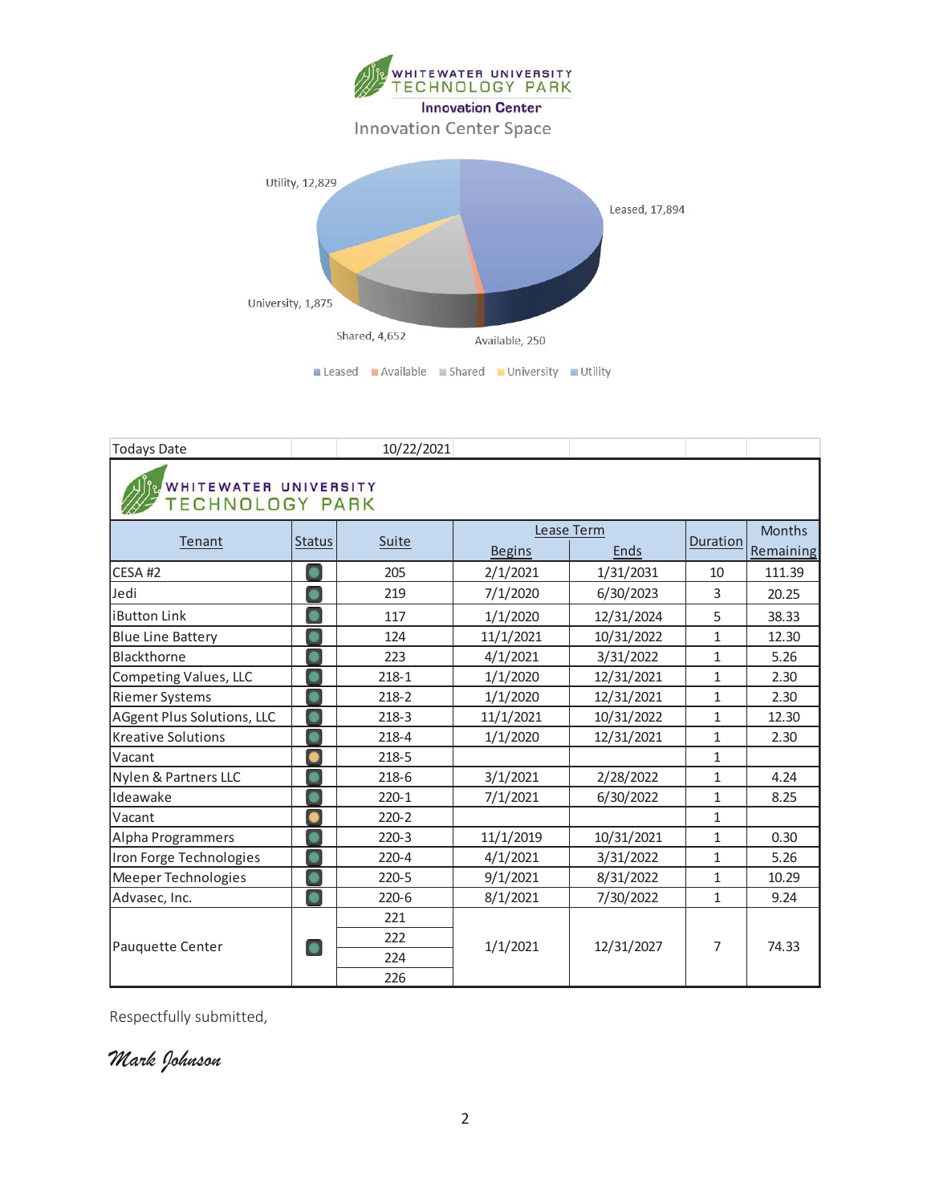WHITEWATER UNIVERSITY TECHNOLOGY PARK

Innovation Center

## Innovation Center Space

- Leased, 17,894
- Available, 250
- Shared, 4,652
- University, 1,875
- Utility, 12,829

| Todays Date | | 10/22/2021 | | | | |
|---|---|---|---|---|---|---|
| **WHITEWATER UNIVERSITY TECHNOLOGY PARK** | | | | | | |
| Tenant | Status | Suite | Lease Term Begins | Lease Term Ends | Duration | Months Remaining |
| CESA #2 | ● | 205 | 2/1/2021 | 1/31/2031 | 10 | 111.39 |
| Jedi | ● | 219 | 7/1/2020 | 6/30/2023 | 3 | 20.25 |
| iButton Link | ● | 117 | 1/1/2020 | 12/31/2024 | 5 | 38.33 |
| Blue Line Battery | ● | 124 | 11/1/2021 | 10/31/2022 | 1 | 12.30 |
| Blackthorne | ● | 223 | 4/1/2021 | 3/31/2022 | 1 | 5.26 |
| Competing Values, LLC | ● | 218-1 | 1/1/2020 | 12/31/2021 | 1 | 2.30 |
| Riemer Systems | ● | 218-2 | 1/1/2020 | 12/31/2021 | 1 | 2.30 |
| AGgent Plus Solutions, LLC | ● | 218-3 | 11/1/2021 | 10/31/2022 | 1 | 12.30 |
| Kreative Solutions | ● | 218-4 | 1/1/2020 | 12/31/2021 | 1 | 2.30 |
| Vacant | ● | 218-5 | | | 1 | |
| Nylen & Partners LLC | ● | 218-6 | 3/1/2021 | 2/28/2022 | 1 | 4.24 |
| Ideawake | ● | 220-1 | 7/1/2021 | 6/30/2022 | 1 | 8.25 |
| Vacant | ● | 220-2 | | | 1 | |
| Alpha Programmers | ● | 220-3 | 11/1/2019 | 10/31/2021 | 1 | 0.30 |
| Iron Forge Technologies | ● | 220-4 | 4/1/2021 | 3/31/2022 | 1 | 5.26 |
| Meeper Technologies | ● | 220-5 | 9/1/2021 | 8/31/2022 | 1 | 10.29 |
| Advasec, Inc. | ● | 220-6 | 8/1/2021 | 7/30/2022 | 1 | 9.24 |
| Pauquette Center | ● | 221, 222, 224, 226 | 1/1/2021 | 12/31/2027 | 7 | 74.33 |

Respectfully submitted,

*Mark Johnson*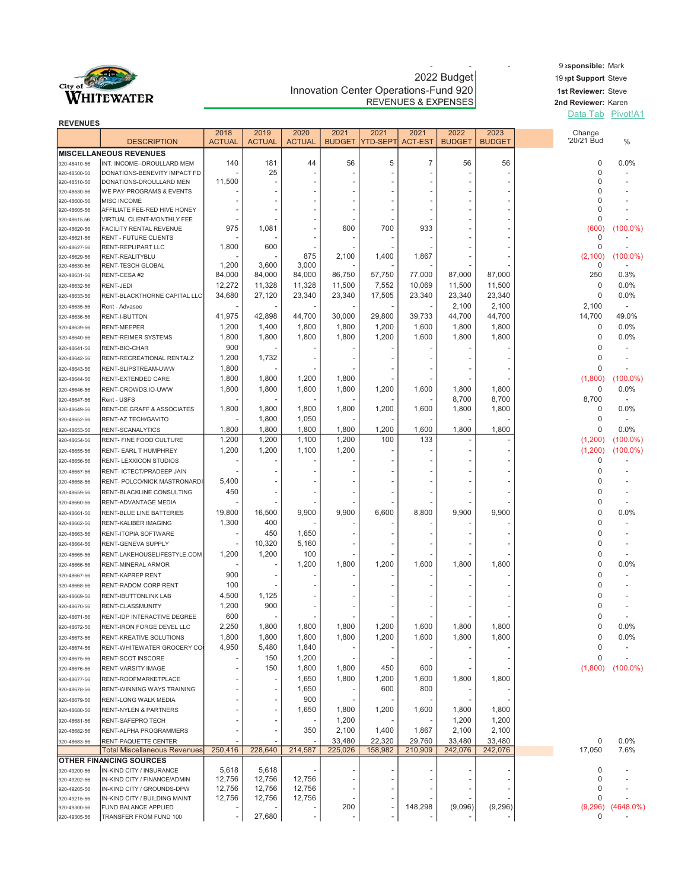City of Whitewater

# 2022 Budget

## Innovation Center Operations-Fund 920

### REVENUES & EXPENSES

9 Responsible: Mark
19 Dept Support Steve
1st Reviewer: Steve
2nd Reviewer: Karen

Data Tab Pivot!A1

**REVENUES**

| | DESCRIPTION | 2018 ACTUAL | 2019 ACTUAL | 2020 ACTUAL | 2021 BUDGET | 2021 YTD-SEPT | 2021 ACT-EST | 2022 BUDGET | 2023 BUDGET | Change '20/21 Bud | % |
|---|---|---|---|---|---|---|---|---|---|---|---|
| **MISCELLANEOUS REVENUES** | | | | | | | | | | | |
| 920-48410-56 | INT. INCOME--DROULLARD MEM | 140 | 181 | 44 | 56 | 5 | 7 | 56 | 56 | 0 | 0.0% |
| 920-48500-56 | DONATIONS-BENEVITY IMPACT FD | - | 25 | - | - | - | - | - | - | 0 | - |
| 920-48510-56 | DONATIONS-DROULLARD MEN | 11,500 | - | - | - | - | - | - | - | 0 | - |
| 920-48530-56 | WE PAY-PROGRAMS & EVENTS | - | - | - | - | - | - | - | - | 0 | - |
| 920-48600-56 | MISC INCOME | - | - | - | - | - | - | - | - | 0 | - |
| 920-48605-56 | AFFILIATE FEE-RED HIVE HONEY | - | - | - | - | - | - | - | - | 0 | - |
| 920-48615-56 | VIRTUAL CLIENT-MONTHLY FEE | - | - | - | - | - | - | - | - | 0 | - |
| 920-48620-56 | FACILITY RENTAL REVENUE | 975 | 1,081 | - | 600 | 700 | 933 | - | - | (600) | (100.0%) |
| 920-48621-56 | RENT - FUTURE CLIENTS | - | - | - | - | - | - | - | - | 0 | - |
| 920-48627-56 | RENT-REPLIPART LLC | 1,800 | 600 | - | - | - | - | - | - | 0 | - |
| 920-48629-56 | RENT-REALITYBLU | - | - | 875 | 2,100 | 1,400 | 1,867 | - | - | (2,100) | (100.0%) |
| 920-48630-56 | RENT-TESCH GLOBAL | 1,200 | 3,600 | 3,000 | - | - | - | - | - | 0 | - |
| 920-48631-56 | RENT-CESA #2 | 84,000 | 84,000 | 84,000 | 86,750 | 57,750 | 77,000 | 87,000 | 87,000 | 250 | 0.3% |
| 920-48632-56 | RENT-JEDI | 12,272 | 11,328 | 11,328 | 11,500 | 7,552 | 10,069 | 11,500 | 11,500 | 0 | 0.0% |
| 920-48633-56 | RENT-BLACKTHORNE CAPITAL LLC | 34,680 | 27,120 | 23,340 | 23,340 | 17,505 | 23,340 | 23,340 | 23,340 | 0 | 0.0% |
| 920-48635-56 | Rent - Advasec | - | - | - | - | - | - | 2,100 | 2,100 | 2,100 | - |
| 920-48636-56 | RENT-I-BUTTON | 41,975 | 42,898 | 44,700 | 30,000 | 29,800 | 39,733 | 44,700 | 44,700 | 14,700 | 49.0% |
| 920-48639-56 | RENT-MEEPER | 1,200 | 1,400 | 1,800 | 1,800 | 1,200 | 1,600 | 1,800 | 1,800 | 0 | 0.0% |
| 920-48640-56 | RENT-REIMER SYSTEMS | 1,800 | 1,800 | 1,800 | 1,800 | 1,200 | 1,600 | 1,800 | 1,800 | 0 | 0.0% |
| 920-48641-56 | RENT-BIO-CHAR | 900 | - | - | - | - | - | - | - | 0 | - |
| 920-48642-56 | RENT-RECREATIONAL RENTALZ | 1,200 | 1,732 | - | - | - | - | - | - | 0 | - |
| 920-48643-56 | RENT-SLIPSTREAM-UWW | 1,800 | - | - | - | - | - | - | - | 0 | - |
| 920-48644-56 | RENT-EXTENDED CARE | 1,800 | 1,800 | 1,200 | 1,800 | - | - | - | - | (1,800) | (100.0%) |
| 920-48646-56 | RENT-CROWDS.IO-UWW | 1,800 | 1,800 | 1,800 | 1,800 | 1,200 | 1,600 | 1,800 | 1,800 | 0 | 0.0% |
| 920-48647-56 | Rent - USFS | - | - | - | - | - | - | 8,700 | 8,700 | 8,700 | - |
| 920-48649-56 | RENT-DE GRAFF & ASSOCIATES | 1,800 | 1,800 | 1,800 | 1,800 | 1,200 | 1,600 | 1,800 | 1,800 | 0 | 0.0% |
| 920-48652-56 | RENT-AZ TECH/GAVITO | - | 1,800 | 1,050 | - | - | - | - | - | 0 | - |
| 920-48653-56 | RENT-SCANALYTICS | 1,800 | 1,800 | 1,800 | 1,800 | 1,200 | 1,600 | 1,800 | 1,800 | 0 | 0.0% |
| 920-48654-56 | RENT- FINE FOOD CULTURE | 1,200 | 1,200 | 1,100 | 1,200 | 100 | 133 | - | - | (1,200) | (100.0%) |
| 920-48655-56 | RENT- EARL T HUMPHREY | 1,200 | 1,200 | 1,100 | 1,200 | - | - | - | - | (1,200) | (100.0%) |
| 920-48656-56 | RENT- LEXXICON STUDIOS | - | - | - | - | - | - | - | - | 0 | - |
| 920-48657-56 | RENT- ICTECT/PRADEEP JAIN | - | - | - | - | - | - | - | - | 0 | - |
| 920-48658-56 | RENT- POLCO/NICK MASTRONARDI | 5,400 | - | - | - | - | - | - | - | 0 | - |
| 920-48659-56 | RENT-BLACKLINE CONSULTING | 450 | - | - | - | - | - | - | - | 0 | - |
| 920-48660-56 | RENT-ADVANTAGE MEDIA | - | - | - | - | - | - | - | - | 0 | - |
| 920-48661-56 | RENT-BLUE LINE BATTERIES | 19,800 | 16,500 | 9,900 | 9,900 | 6,600 | 8,800 | 9,900 | 9,900 | 0 | 0.0% |
| 920-48662-56 | RENT-KALIBER IMAGING | 1,300 | 400 | - | - | - | - | - | - | 0 | - |
| 920-48663-56 | RENT-ITOPIA SOFTWARE | - | 450 | 1,650 | - | - | - | - | - | 0 | - |
| 920-48664-56 | RENT-GENEVA SUPPLY | - | 10,320 | 5,160 | - | - | - | - | - | 0 | - |
| 920-48665-56 | RENT-LAKEHOUSELIFESTYLE.COM | 1,200 | 1,200 | 100 | - | - | - | - | - | 0 | - |
| 920-48666-56 | RENT-MINERAL ARMOR | - | - | 1,200 | 1,800 | 1,200 | 1,600 | 1,800 | 1,800 | 0 | 0.0% |
| 920-48667-56 | RENT-KAPREP RENT | 900 | - | - | - | - | - | - | - | 0 | - |
| 920-48668-56 | RENT-RADOM CORP RENT | 100 | - | - | - | - | - | - | - | 0 | - |
| 920-48669-56 | RENT-IBUTTONLINK LAB | 4,500 | 1,125 | - | - | - | - | - | - | 0 | - |
| 920-48670-56 | RENT-CLASSMUNITY | 1,200 | 900 | - | - | - | - | - | - | 0 | - |
| 920-48671-56 | RENT-IDP INTERACTIVE DEGREE | 600 | - | - | - | - | - | - | - | 0 | - |
| 920-48672-56 | RENT-IRON FORGE DEVEL LLC | 2,250 | 1,800 | 1,800 | 1,800 | 1,200 | 1,600 | 1,800 | 1,800 | 0 | 0.0% |
| 920-48673-56 | RENT-KREATIVE SOLUTIONS | 1,800 | 1,800 | 1,800 | 1,800 | 1,200 | 1,600 | 1,800 | 1,800 | 0 | 0.0% |
| 920-48674-56 | RENT-WHITEWATER GROCERY CO | 4,950 | 5,480 | 1,840 | - | - | - | - | - | 0 | - |
| 920-48675-56 | RENT-SCOT INSCORE | - | 150 | 1,200 | - | - | - | - | - | 0 | - |
| 920-48676-56 | RENT-VARSITY IMAGE | - | 150 | 1,800 | 1,800 | 450 | 600 | - | - | (1,800) | (100.0%) |
| 920-48677-56 | RENT-ROOFMARKETPLACE | - | - | 1,650 | 1,800 | 1,200 | 1,600 | 1,800 | 1,800 | | |
| 920-48678-56 | RENT-WINNING WAYS TRAINING | - | - | 1,650 | - | 600 | 800 | - | - | | |
| 920-48679-56 | RENT-LONG WALK MEDIA | - | - | 900 | - | - | - | - | - | | |
| 920-48680-56 | RENT-NYLEN & PARTNERS | - | - | 1,650 | 1,800 | 1,200 | 1,600 | 1,800 | 1,800 | | |
| 920-48681-56 | RENT-SAFEPRO TECH | - | - | - | 1,200 | - | - | 1,200 | 1,200 | | |
| 920-48682-56 | RENT-ALPHA PROGRAMMERS | - | - | 350 | 2,100 | 1,400 | 1,867 | 2,100 | 2,100 | | |
| 920-48683-56 | RENT-PAQUETTE CENTER | - | - | - | 33,480 | 22,320 | 29,760 | 33,480 | 33,480 | 0 | 0.0% |
| | Total Miscellaneous Revenues | 250,416 | 228,640 | 214,587 | 225,026 | 158,982 | 210,909 | 242,076 | 242,076 | 17,050 | 7.6% |
| **OTHER FINANCING SOURCES** | | | | | | | | | | | |
| 920-49200-56 | IN-KIND CITY / INSURANCE | 5,618 | 5,618 | - | - | - | - | - | - | 0 | - |
| 920-49202-56 | IN-KIND CITY / FINANCE/ADMIN | 12,756 | 12,756 | 12,756 | - | - | - | - | - | 0 | - |
| 920-49205-56 | IN-KIND CITY / GROUNDS-DPW | 12,756 | 12,756 | 12,756 | - | - | - | - | - | 0 | - |
| 920-49215-56 | IN-KIND CITY / BUILDING MAINT | 12,756 | 12,756 | 12,756 | - | - | - | - | - | 0 | - |
| 920-49300-56 | FUND BALANCE APPLIED | - | - | - | 200 | - | 148,298 | (9,096) | (9,296) | (9,296) | (4648.0%) |
| 920-49305-56 | TRANSFER FROM FUND 100 | - | 27,680 | - | - | - | - | - | - | 0 | - |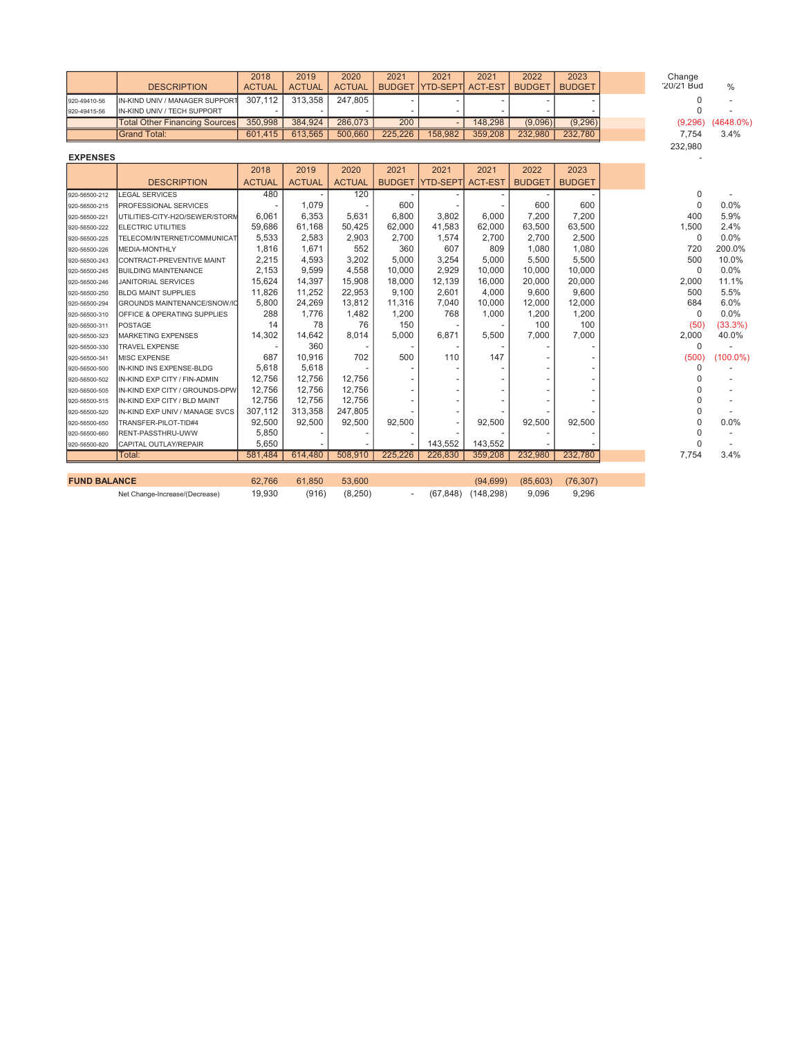| | DESCRIPTION | 2018 ACTUAL | 2019 ACTUAL | 2020 ACTUAL | 2021 BUDGET | 2021 YTD-SEPT | 2021 ACT-EST | 2022 BUDGET | 2023 BUDGET | Change '20/21 Bud | % |
|---|---|---|---|---|---|---|---|---|---|---|---|
| 920-49410-56 | IN-KIND UNIV / MANAGER SUPPORT | 307,112 | 313,358 | 247,805 | - | - | - | - | - | 0 | - |
| 920-49415-56 | IN-KIND UNIV / TECH SUPPORT | - | - | - | - | - | - | - | - | 0 | - |
| | Total Other Financing Sources | 350,998 | 384,924 | 286,073 | 200 | - | 148,298 | (9,096) | (9,296) | (9,296) | (4648.0%) |
| | Grand Total: | 601,415 | 613,565 | 500,660 | 225,226 | 158,982 | 359,208 | 232,980 | 232,780 | 7,754 | 3.4% |
| | | | | | | | | | | 232,980 | |
| | | | | | | | | | | - | |

**EXPENSES**

| | DESCRIPTION | 2018 ACTUAL | 2019 ACTUAL | 2020 ACTUAL | 2021 BUDGET | 2021 YTD-SEPT | 2021 ACT-EST | 2022 BUDGET | 2023 BUDGET | Change | % |
|---|---|---|---|---|---|---|---|---|---|---|---|
| 920-56500-212 | LEGAL SERVICES | 480 | - | 120 | - | - | - | - | - | 0 | - |
| 920-56500-215 | PROFESSIONAL SERVICES | - | 1,079 | - | 600 | - | - | 600 | 600 | 0 | 0.0% |
| 920-56500-221 | UTILITIES-CITY-H2O/SEWER/STORM | 6,061 | 6,353 | 5,631 | 6,800 | 3,802 | 6,000 | 7,200 | 7,200 | 400 | 5.9% |
| 920-56500-222 | ELECTRIC UTILITIES | 59,686 | 61,168 | 50,425 | 62,000 | 41,583 | 62,000 | 63,500 | 63,500 | 1,500 | 2.4% |
| 920-56500-225 | TELECOM/INTERNET/COMMUNICAT | 5,533 | 2,583 | 2,903 | 2,700 | 1,574 | 2,700 | 2,700 | 2,500 | 0 | 0.0% |
| 920-56500-226 | MEDIA-MONTHLY | 1,816 | 1,671 | 552 | 360 | 607 | 809 | 1,080 | 1,080 | 720 | 200.0% |
| 920-56500-243 | CONTRACT-PREVENTIVE MAINT | 2,215 | 4,593 | 3,202 | 5,000 | 3,254 | 5,000 | 5,500 | 5,500 | 500 | 10.0% |
| 920-56500-245 | BUILDING MAINTENANCE | 2,153 | 9,599 | 4,558 | 10,000 | 2,929 | 10,000 | 10,000 | 10,000 | 0 | 0.0% |
| 920-56500-246 | JANITORIAL SERVICES | 15,624 | 14,397 | 15,908 | 18,000 | 12,139 | 16,000 | 20,000 | 20,000 | 2,000 | 11.1% |
| 920-56500-250 | BLDG MAINT SUPPLIES | 11,826 | 11,252 | 22,953 | 9,100 | 2,601 | 4,000 | 9,600 | 9,600 | 500 | 5.5% |
| 920-56500-294 | GROUNDS MAINTENANCE/SNOW/IC | 5,800 | 24,269 | 13,812 | 11,316 | 7,040 | 10,000 | 12,000 | 12,000 | 684 | 6.0% |
| 920-56500-310 | OFFICE & OPERATING SUPPLIES | 288 | 1,776 | 1,482 | 1,200 | 768 | 1,000 | 1,200 | 1,200 | 0 | 0.0% |
| 920-56500-311 | POSTAGE | 14 | 78 | 76 | 150 | - | - | 100 | 100 | (50) | (33.3%) |
| 920-56500-323 | MARKETING EXPENSES | 14,302 | 14,642 | 8,014 | 5,000 | 6,871 | 5,500 | 7,000 | 7,000 | 2,000 | 40.0% |
| 920-56500-330 | TRAVEL EXPENSE | - | 360 | - | - | - | - | - | - | 0 | - |
| 920-56500-341 | MISC EXPENSE | 687 | 10,916 | 702 | 500 | 110 | 147 | - | - | (500) | (100.0%) |
| 920-56500-500 | IN-KIND INS EXPENSE-BLDG | 5,618 | 5,618 | - | - | - | - | - | - | 0 | - |
| 920-56500-502 | IN-KIND EXP CITY / FIN-ADMIN | 12,756 | 12,756 | 12,756 | - | - | - | - | - | 0 | - |
| 920-56500-505 | IN-KIND EXP CITY / GROUNDS-DPW | 12,756 | 12,756 | 12,756 | - | - | - | - | - | 0 | - |
| 920-56500-515 | IN-KIND EXP CITY / BLD MAINT | 12,756 | 12,756 | 12,756 | - | - | - | - | - | 0 | - |
| 920-56500-520 | IN-KIND EXP UNIV / MANAGE SVCS | 307,112 | 313,358 | 247,805 | - | - | - | - | - | 0 | - |
| 920-56500-650 | TRANSFER-PILOT-TID#4 | 92,500 | 92,500 | 92,500 | 92,500 | - | 92,500 | 92,500 | 92,500 | 0 | 0.0% |
| 920-56500-660 | RENT-PASSTHRU-UWW | 5,850 | - | - | - | - | - | - | - | 0 | - |
| 920-56500-820 | CAPITAL OUTLAY/REPAIR | 5,650 | - | - | - | 143,552 | 143,552 | - | - | 0 | - |
| | Total: | 581,484 | 614,480 | 508,910 | 225,226 | 226,830 | 359,208 | 232,980 | 232,780 | 7,754 | 3.4% |

| | | 2018 | 2019 | 2020 | 2021 BUDGET | 2021 YTD-SEPT | 2021 ACT-EST | 2022 BUDGET | 2023 BUDGET |
|---|---|---|---|---|---|---|---|---|---|
| **FUND BALANCE** | | 62,766 | 61,850 | 53,600 | | | (94,699) | (85,603) | (76,307) |
| | Net Change-Increase/(Decrease) | 19,930 | (916) | (8,250) | - | (67,848) | (148,298) | 9,096 | 9,296 |